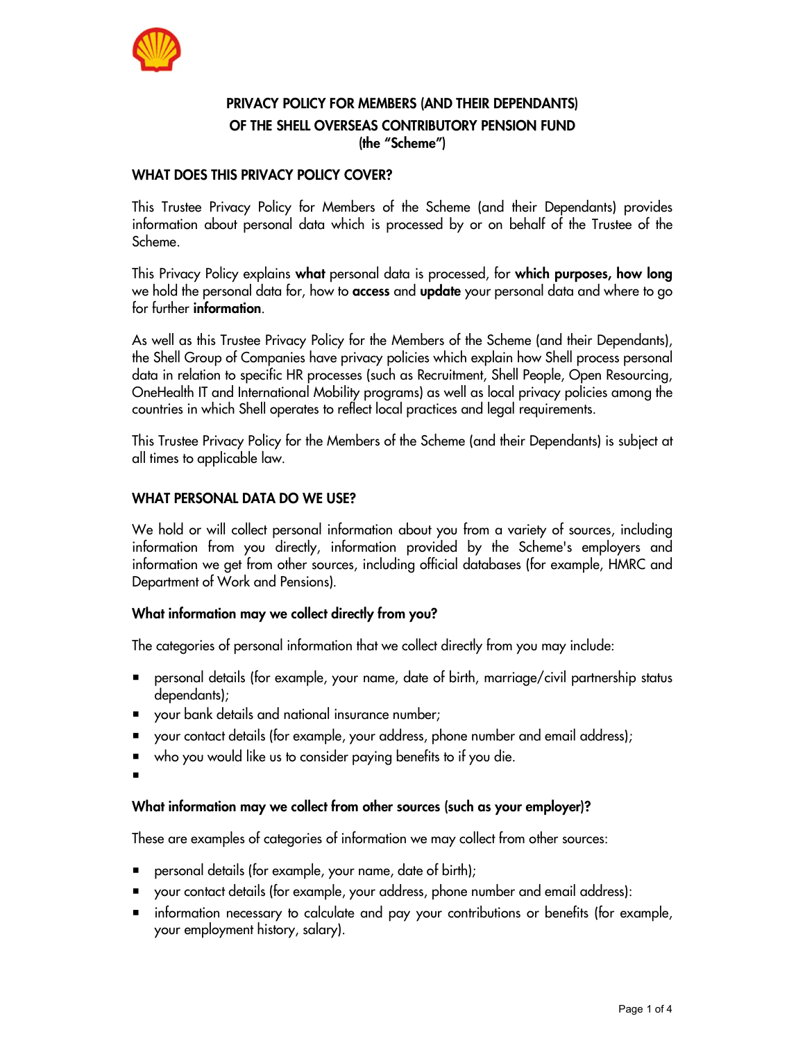# PRIVACY POLICY FOR MEMBERS (AND THEIR DEPENDANTS) OF THE SHELL OVERSEAS CONTRIBUTORY PENSION FUND (the "Scheme")

## WHAT DOES THIS PRIVACY POLICY COVER?

This Trustee Privacy Policy for Members of the Scheme (and their Dependants) provides information about personal data which is processed by or on behalf of the Trustee of the Scheme.

This Privacy Policy explains **what** personal data is processed, for **which purposes, how long** we hold the personal data for, how to **access** and **update** your personal data and where to go for further **information**.

As well as this Trustee Privacy Policy for the Members of the Scheme (and their Dependants), the Shell Group of Companies have privacy policies which explain how Shell process personal data in relation to specific HR processes (such as Recruitment, Shell People, Open Resourcing, OneHealth IT and International Mobility programs) as well as local privacy policies among the countries in which Shell operates to reflect local practices and legal requirements.

This Trustee Privacy Policy for the Members of the Scheme (and their Dependants) is subject at all times to applicable law.

## WHAT PERSONAL DATA DO WE USE?

We hold or will collect personal information about you from a variety of sources, including information from you directly, information provided by the Scheme's employers and information we get from other sources, including official databases (for example, HMRC and Department of Work and Pensions).

### What information may we collect directly from you?

The categories of personal information that we collect directly from you may include:

- personal details (for example, your name, date of birth, marriage/civil partnership status dependants);
- your bank details and national insurance number;
- your contact details (for example, your address, phone number and email address);
- who you would like us to consider paying benefits to if you die.

### What information may we collect from other sources (such as your employer)?

These are examples of categories of information we may collect from other sources:

- personal details (for example, your name, date of birth);
- your contact details (for example, your address, phone number and email address):
- information necessary to calculate and pay your contributions or benefits (for example, your employment history, salary).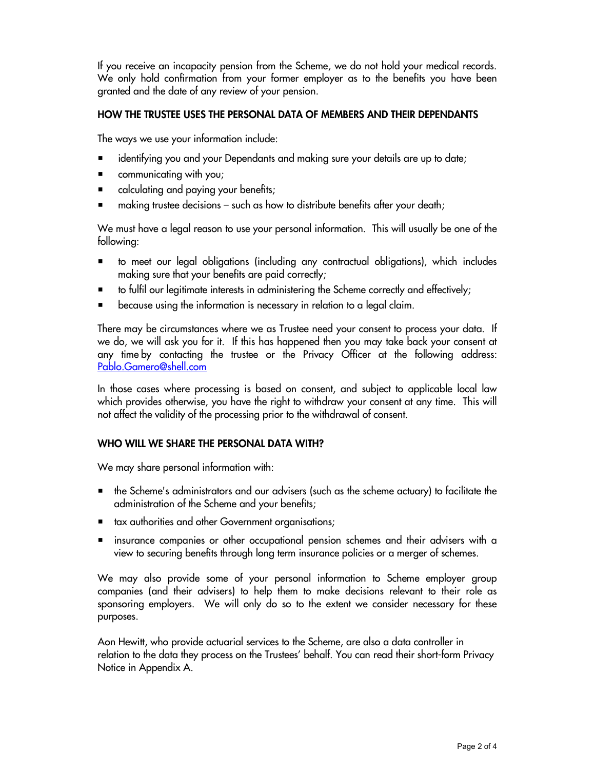If you receive an incapacity pension from the Scheme, we do not hold your medical records. We only hold confirmation from your former employer as to the benefits you have been granted and the date of any review of your pension.

## HOW THE TRUSTEE USES THE PERSONAL DATA OF MEMBERS AND THEIR DEPENDANTS

The ways we use your information include:

- identifying you and your Dependants and making sure your details are up to date;
- communicating with you;
- calculating and paying your benefits;
- making trustee decisions – such as how to distribute benefits after your death;

We must have a legal reason to use your personal information. This will usually be one of the following:

- to meet our legal obligations (including any contractual obligations), which includes making sure that your benefits are paid correctly;
- to fulfil our legitimate interests in administering the Scheme correctly and effectively;
- because using the information is necessary in relation to a legal claim.

There may be circumstances where we as Trustee need your consent to process your data. If we do, we will ask you for it. If this has happened then you may take back your consent at any time by contacting the trustee or the Privacy Officer at the following address: Pablo.Gamero@shell.com

In those cases where processing is based on consent, and subject to applicable local law which provides otherwise, you have the right to withdraw your consent at any time. This will not affect the validity of the processing prior to the withdrawal of consent.

## WHO WILL WE SHARE THE PERSONAL DATA WITH?

We may share personal information with:

- the Scheme's administrators and our advisers (such as the scheme actuary) to facilitate the administration of the Scheme and your benefits;
- tax authorities and other Government organisations;
- insurance companies or other occupational pension schemes and their advisers with a view to securing benefits through long term insurance policies or a merger of schemes.

We may also provide some of your personal information to Scheme employer group companies (and their advisers) to help them to make decisions relevant to their role as sponsoring employers. We will only do so to the extent we consider necessary for these purposes.

Aon Hewitt, who provide actuarial services to the Scheme, are also a data controller in relation to the data they process on the Trustees' behalf. You can read their short-form Privacy Notice in Appendix A.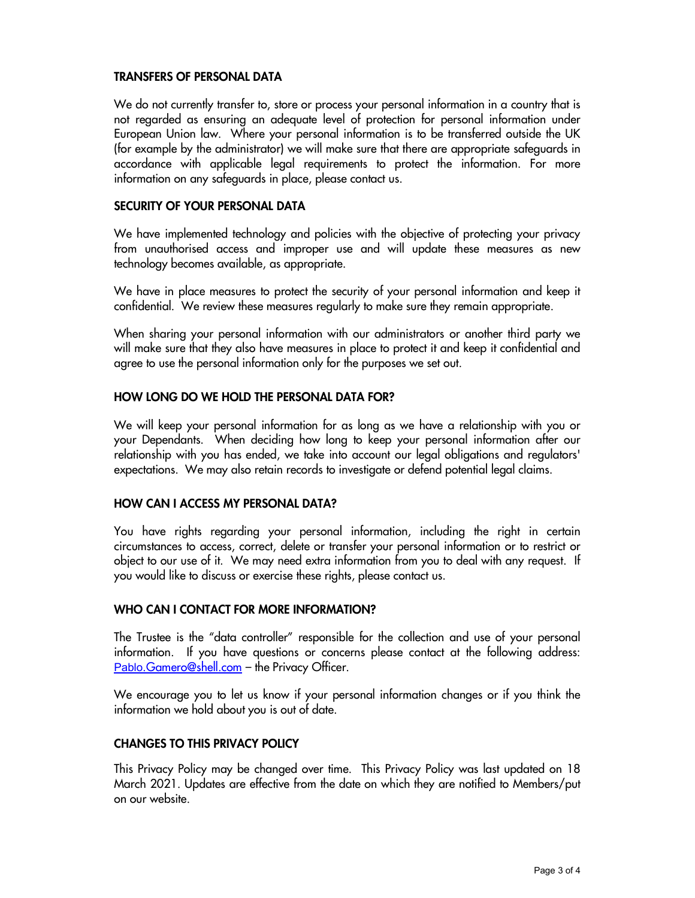## TRANSFERS OF PERSONAL DATA

We do not currently transfer to, store or process your personal information in a country that is not regarded as ensuring an adequate level of protection for personal information under European Union law. Where your personal information is to be transferred outside the UK (for example by the administrator) we will make sure that there are appropriate safeguards in accordance with applicable legal requirements to protect the information. For more information on any safeguards in place, please contact us.

## SECURITY OF YOUR PERSONAL DATA

We have implemented technology and policies with the objective of protecting your privacy from unauthorised access and improper use and will update these measures as new technology becomes available, as appropriate.

We have in place measures to protect the security of your personal information and keep it confidential. We review these measures regularly to make sure they remain appropriate.

When sharing your personal information with our administrators or another third party we will make sure that they also have measures in place to protect it and keep it confidential and agree to use the personal information only for the purposes we set out.

## HOW LONG DO WE HOLD THE PERSONAL DATA FOR?

We will keep your personal information for as long as we have a relationship with you or your Dependants. When deciding how long to keep your personal information after our relationship with you has ended, we take into account our legal obligations and regulators' expectations. We may also retain records to investigate or defend potential legal claims.

## HOW CAN I ACCESS MY PERSONAL DATA?

You have rights regarding your personal information, including the right in certain circumstances to access, correct, delete or transfer your personal information or to restrict or object to our use of it. We may need extra information from you to deal with any request. If you would like to discuss or exercise these rights, please contact us.

## WHO CAN I CONTACT FOR MORE INFORMATION?

The Trustee is the "data controller" responsible for the collection and use of your personal information. If you have questions or concerns please contact at the following address: Pablo.Gamero@shell.com – the Privacy Officer.

We encourage you to let us know if your personal information changes or if you think the information we hold about you is out of date.

## CHANGES TO THIS PRIVACY POLICY

This Privacy Policy may be changed over time. This Privacy Policy was last updated on 18 March 2021. Updates are effective from the date on which they are notified to Members/put on our website.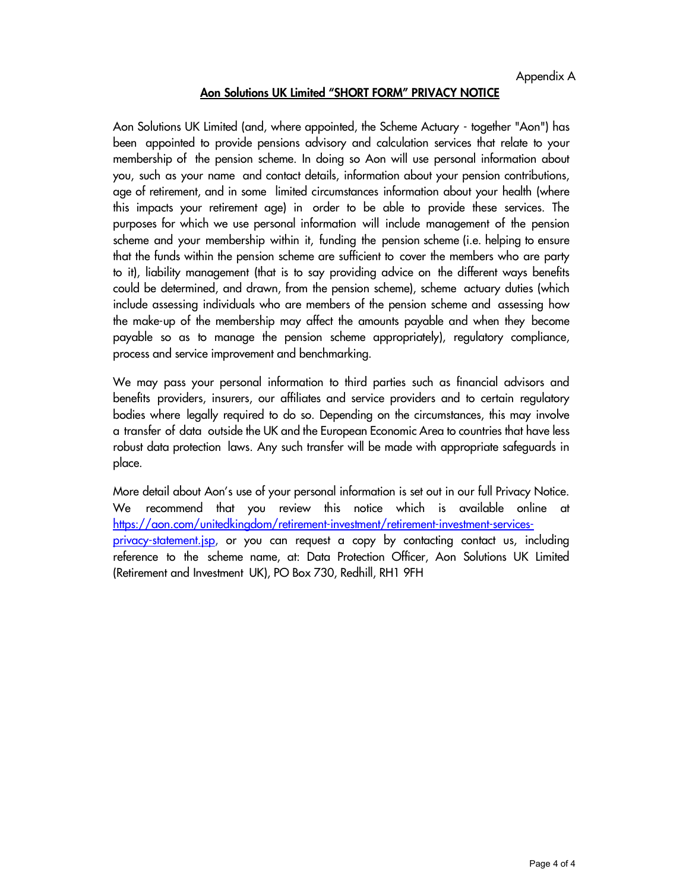Appendix A

## Aon Solutions UK Limited "SHORT FORM" PRIVACY NOTICE

Aon Solutions UK Limited (and, where appointed, the Scheme Actuary - together "Aon") has been appointed to provide pensions advisory and calculation services that relate to your membership of the pension scheme. In doing so Aon will use personal information about you, such as your name and contact details, information about your pension contributions, age of retirement, and in some limited circumstances information about your health (where this impacts your retirement age) in order to be able to provide these services. The purposes for which we use personal information will include management of the pension scheme and your membership within it, funding the pension scheme (i.e. helping to ensure that the funds within the pension scheme are sufficient to cover the members who are party to it), liability management (that is to say providing advice on the different ways benefits could be determined, and drawn, from the pension scheme), scheme actuary duties (which include assessing individuals who are members of the pension scheme and assessing how the make-up of the membership may affect the amounts payable and when they become payable so as to manage the pension scheme appropriately), regulatory compliance, process and service improvement and benchmarking.

We may pass your personal information to third parties such as financial advisors and benefits providers, insurers, our affiliates and service providers and to certain regulatory bodies where legally required to do so. Depending on the circumstances, this may involve a transfer of data outside the UK and the European Economic Area to countries that have less robust data protection laws. Any such transfer will be made with appropriate safeguards in place.

More detail about Aon's use of your personal information is set out in our full Privacy Notice. We recommend that you review this notice which is available online at [https://aon.com/unitedkingdom/retirement-investment/retirement-investment-services-privacy-statement.jsp](https://aon.com/unitedkingdom/retirement-investment/retirement-investment-services-privacy-statement.jsp), or you can request a copy by contacting contact us, including reference to the scheme name, at: Data Protection Officer, Aon Solutions UK Limited (Retirement and Investment UK), PO Box 730, Redhill, RH1 9FH